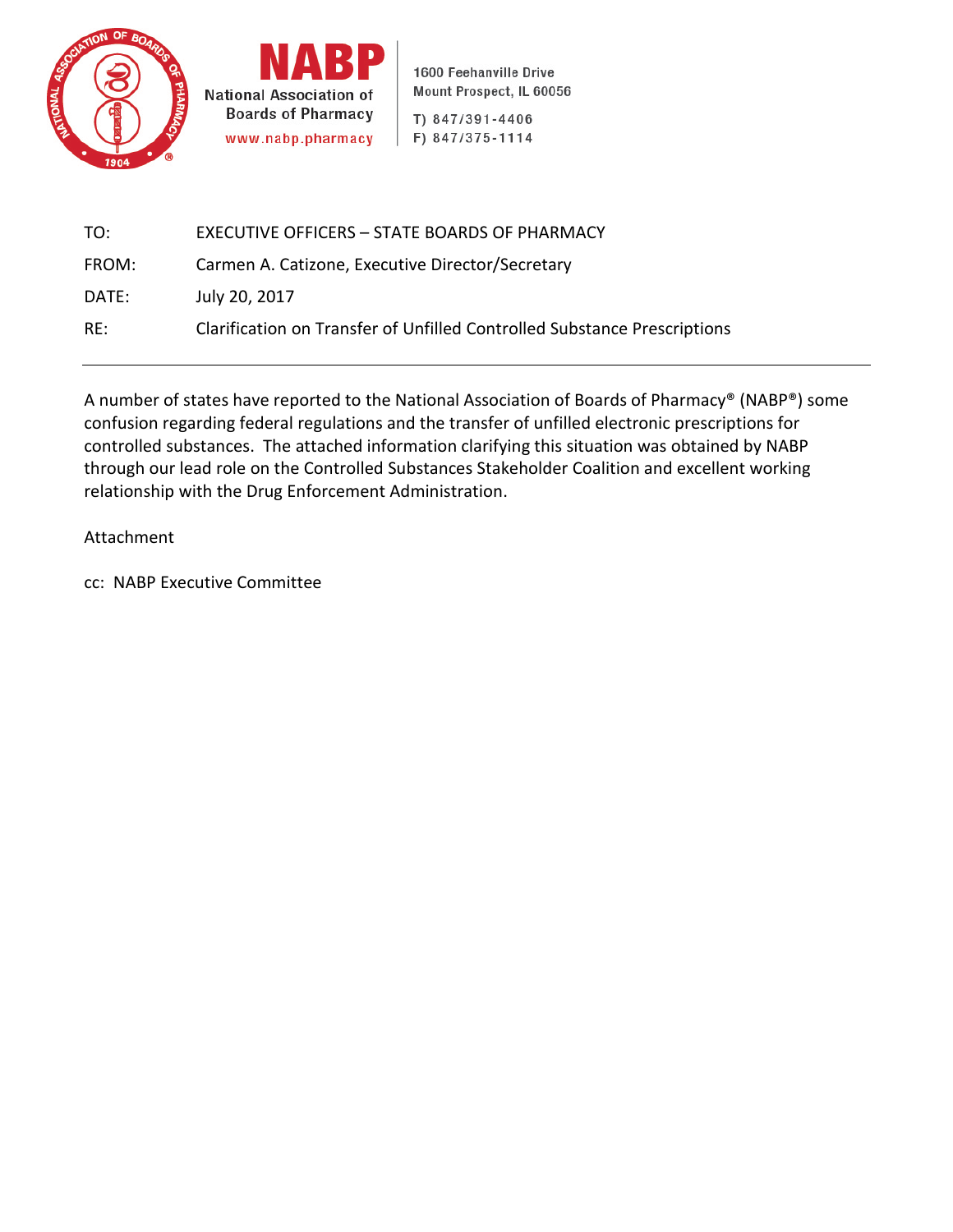**NABP**

National Association of Boards of Pharmacy
www.nabp.pharmacy

1600 Feehanville Drive
Mount Prospect, IL 60056

T) 847/391-4406
F) 847/375-1114

| | |
|---|---|
| TO: | EXECUTIVE OFFICERS – STATE BOARDS OF PHARMACY |
| FROM: | Carmen A. Catizone, Executive Director/Secretary |
| DATE: | July 20, 2017 |
| RE: | Clarification on Transfer of Unfilled Controlled Substance Prescriptions |

---

A number of states have reported to the National Association of Boards of Pharmacy® (NABP®) some confusion regarding federal regulations and the transfer of unfilled electronic prescriptions for controlled substances. The attached information clarifying this situation was obtained by NABP through our lead role on the Controlled Substances Stakeholder Coalition and excellent working relationship with the Drug Enforcement Administration.

Attachment

cc: NABP Executive Committee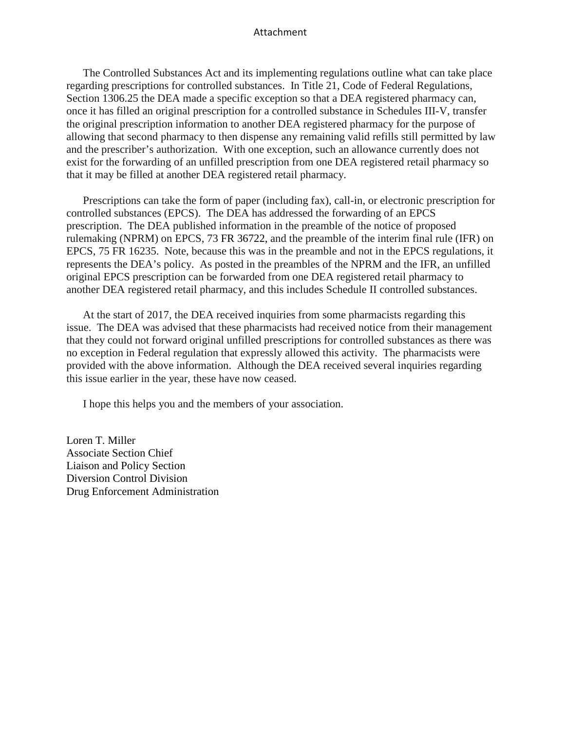Attachment

The Controlled Substances Act and its implementing regulations outline what can take place regarding prescriptions for controlled substances. In Title 21, Code of Federal Regulations, Section 1306.25 the DEA made a specific exception so that a DEA registered pharmacy can, once it has filled an original prescription for a controlled substance in Schedules III-V, transfer the original prescription information to another DEA registered pharmacy for the purpose of allowing that second pharmacy to then dispense any remaining valid refills still permitted by law and the prescriber's authorization. With one exception, such an allowance currently does not exist for the forwarding of an unfilled prescription from one DEA registered retail pharmacy so that it may be filled at another DEA registered retail pharmacy.

Prescriptions can take the form of paper (including fax), call-in, or electronic prescription for controlled substances (EPCS). The DEA has addressed the forwarding of an EPCS prescription. The DEA published information in the preamble of the notice of proposed rulemaking (NPRM) on EPCS, 73 FR 36722, and the preamble of the interim final rule (IFR) on EPCS, 75 FR 16235. Note, because this was in the preamble and not in the EPCS regulations, it represents the DEA's policy. As posted in the preambles of the NPRM and the IFR, an unfilled original EPCS prescription can be forwarded from one DEA registered retail pharmacy to another DEA registered retail pharmacy, and this includes Schedule II controlled substances.

At the start of 2017, the DEA received inquiries from some pharmacists regarding this issue. The DEA was advised that these pharmacists had received notice from their management that they could not forward original unfilled prescriptions for controlled substances as there was no exception in Federal regulation that expressly allowed this activity. The pharmacists were provided with the above information. Although the DEA received several inquiries regarding this issue earlier in the year, these have now ceased.

I hope this helps you and the members of your association.

Loren T. Miller
Associate Section Chief
Liaison and Policy Section
Diversion Control Division
Drug Enforcement Administration